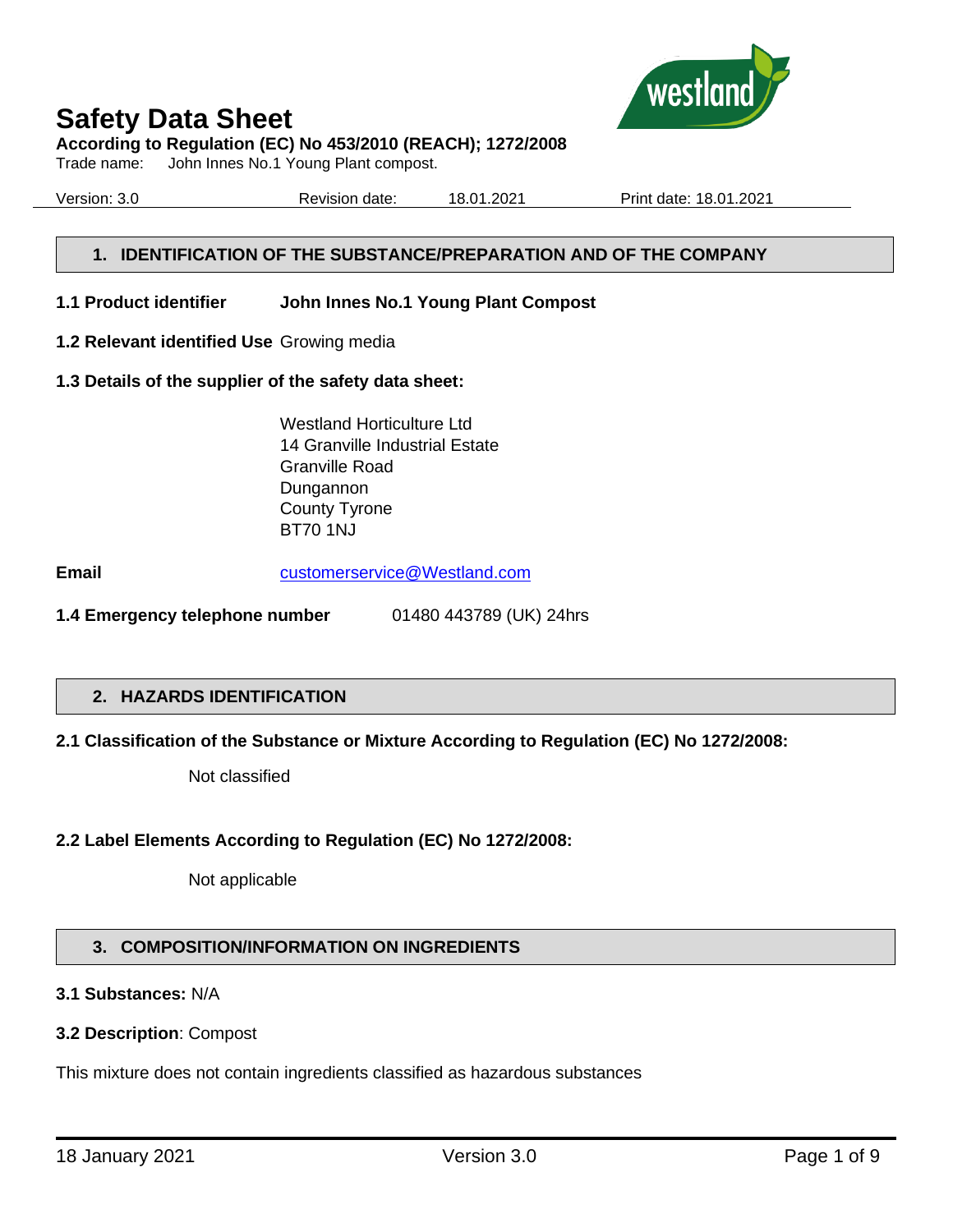# Safety Data Sheet

**According to Regulation (EC) No 453/2010 (REACH); 1272/2008**

Trade name: John Innes No.1 Young Plant compost.

Version: 3.0 Revision date: 18.01.2021 Print date: 18.01.2021

## 1. IDENTIFICATION OF THE SUBSTANCE/PREPARATION AND OF THE COMPANY

**1.1 Product identifier** **John Innes No.1 Young Plant Compost**

**1.2 Relevant identified Use** Growing media

**1.3 Details of the supplier of the safety data sheet:**

Westland Horticulture Ltd
14 Granville Industrial Estate
Granville Road
Dungannon
County Tyrone
BT70 1NJ

**Email** customerservice@Westland.com

**1.4 Emergency telephone number** 01480 443789 (UK) 24hrs

## 2. HAZARDS IDENTIFICATION

**2.1 Classification of the Substance or Mixture According to Regulation (EC) No 1272/2008:**

Not classified

**2.2 Label Elements According to Regulation (EC) No 1272/2008:**

Not applicable

## 3. COMPOSITION/INFORMATION ON INGREDIENTS

**3.1 Substances:** N/A

**3.2 Description**: Compost

This mixture does not contain ingredients classified as hazardous substances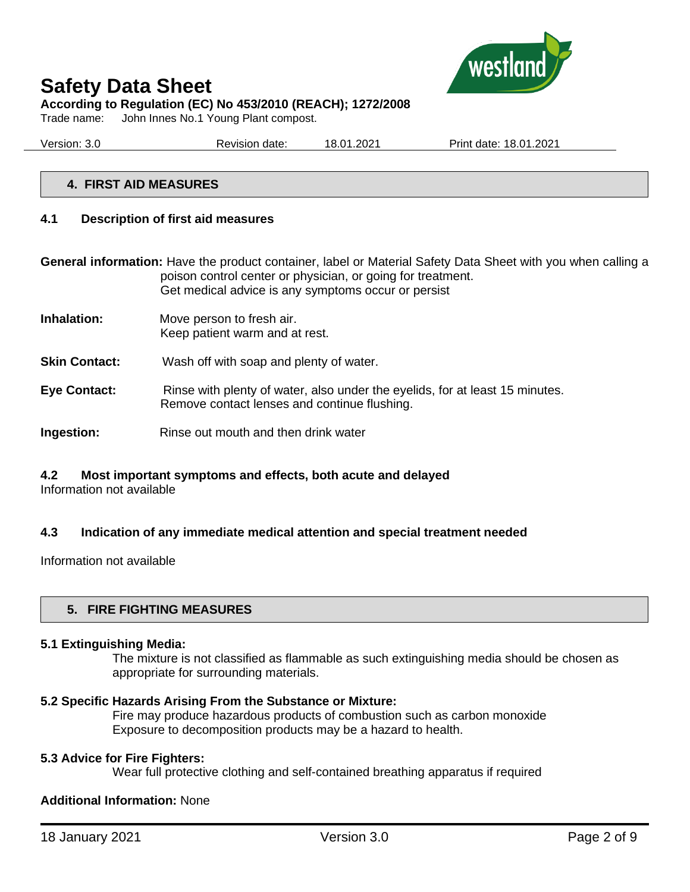## 4. FIRST AID MEASURES

### 4.1 Description of first aid measures

**General information:** Have the product container, label or Material Safety Data Sheet with you when calling a poison control center or physician, or going for treatment.
Get medical advice is any symptoms occur or persist

**Inhalation:** Move person to fresh air.
Keep patient warm and at rest.

**Skin Contact:** Wash off with soap and plenty of water.

**Eye Contact:** Rinse with plenty of water, also under the eyelids, for at least 15 minutes.
Remove contact lenses and continue flushing.

**Ingestion:** Rinse out mouth and then drink water

### 4.2 Most important symptoms and effects, both acute and delayed

Information not available

### 4.3 Indication of any immediate medical attention and special treatment needed

Information not available

## 5. FIRE FIGHTING MEASURES

**5.1 Extinguishing Media:**
The mixture is not classified as flammable as such extinguishing media should be chosen as appropriate for surrounding materials.

**5.2 Specific Hazards Arising From the Substance or Mixture:**
Fire may produce hazardous products of combustion such as carbon monoxide
Exposure to decomposition products may be a hazard to health.

**5.3 Advice for Fire Fighters:**
Wear full protective clothing and self-contained breathing apparatus if required

**Additional Information:** None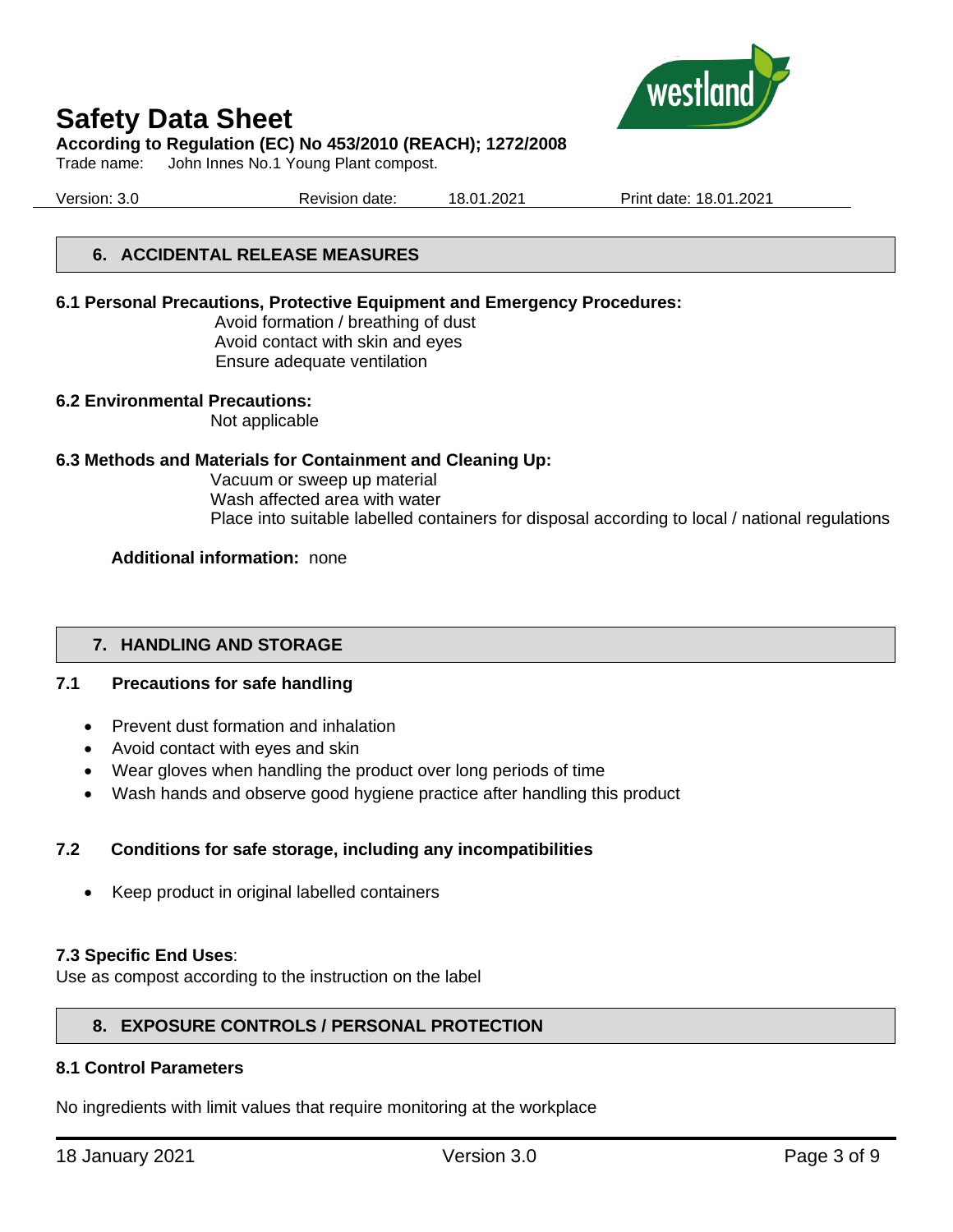## 6. ACCIDENTAL RELEASE MEASURES

**6.1 Personal Precautions, Protective Equipment and Emergency Procedures:**

Avoid formation / breathing of dust
Avoid contact with skin and eyes
Ensure adequate ventilation

**6.2 Environmental Precautions:**

Not applicable

**6.3 Methods and Materials for Containment and Cleaning Up:**

Vacuum or sweep up material
Wash affected area with water
Place into suitable labelled containers for disposal according to local / national regulations

**Additional information:** none

## 7. HANDLING AND STORAGE

**7.1 Precautions for safe handling**

- Prevent dust formation and inhalation
- Avoid contact with eyes and skin
- Wear gloves when handling the product over long periods of time
- Wash hands and observe good hygiene practice after handling this product

**7.2 Conditions for safe storage, including any incompatibilities**

- Keep product in original labelled containers

**7.3 Specific End Uses**:
Use as compost according to the instruction on the label

## 8. EXPOSURE CONTROLS / PERSONAL PROTECTION

**8.1 Control Parameters**

No ingredients with limit values that require monitoring at the workplace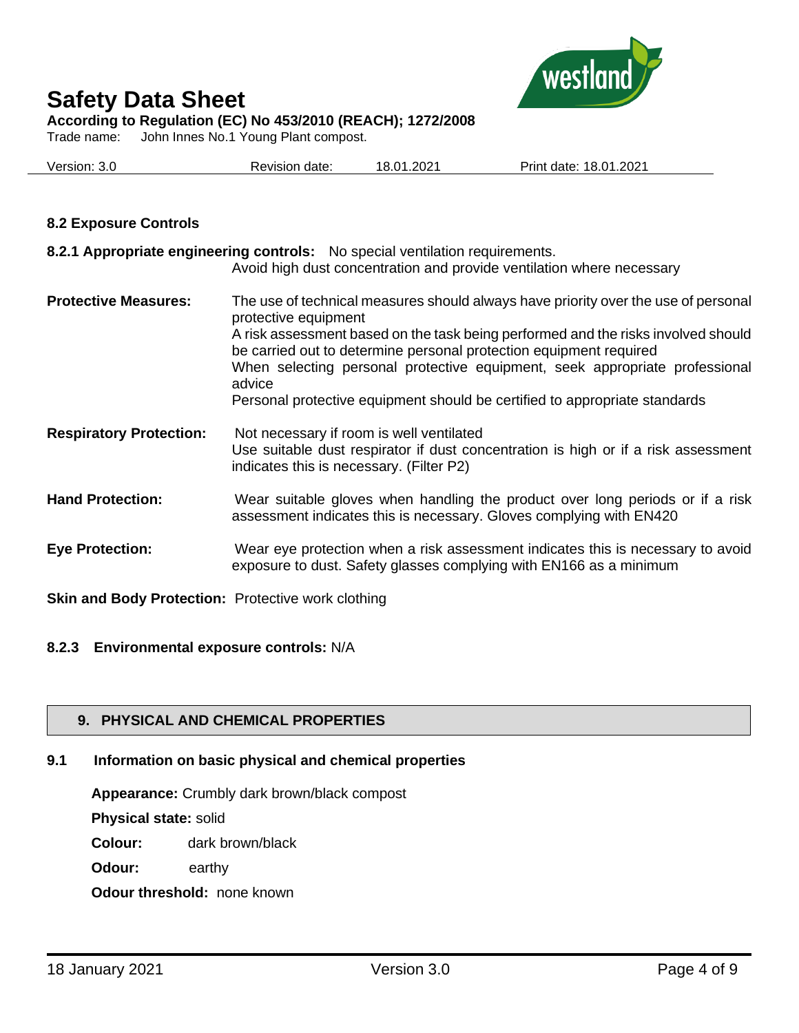### 8.2 Exposure Controls

**8.2.1 Appropriate engineering controls:** No special ventilation requirements.
Avoid high dust concentration and provide ventilation where necessary

**Protective Measures:** The use of technical measures should always have priority over the use of personal protective equipment
A risk assessment based on the task being performed and the risks involved should be carried out to determine personal protection equipment required
When selecting personal protective equipment, seek appropriate professional advice
Personal protective equipment should be certified to appropriate standards

**Respiratory Protection:** Not necessary if room is well ventilated
Use suitable dust respirator if dust concentration is high or if a risk assessment indicates this is necessary. (Filter P2)

**Hand Protection:** Wear suitable gloves when handling the product over long periods or if a risk assessment indicates this is necessary. Gloves complying with EN420

**Eye Protection:** Wear eye protection when a risk assessment indicates this is necessary to avoid exposure to dust. Safety glasses complying with EN166 as a minimum

**Skin and Body Protection:** Protective work clothing

**8.2.3 Environmental exposure controls:** N/A

## 9. PHYSICAL AND CHEMICAL PROPERTIES

### 9.1 Information on basic physical and chemical properties

**Appearance:** Crumbly dark brown/black compost

**Physical state:** solid

**Colour:** dark brown/black

**Odour:** earthy

**Odour threshold:** none known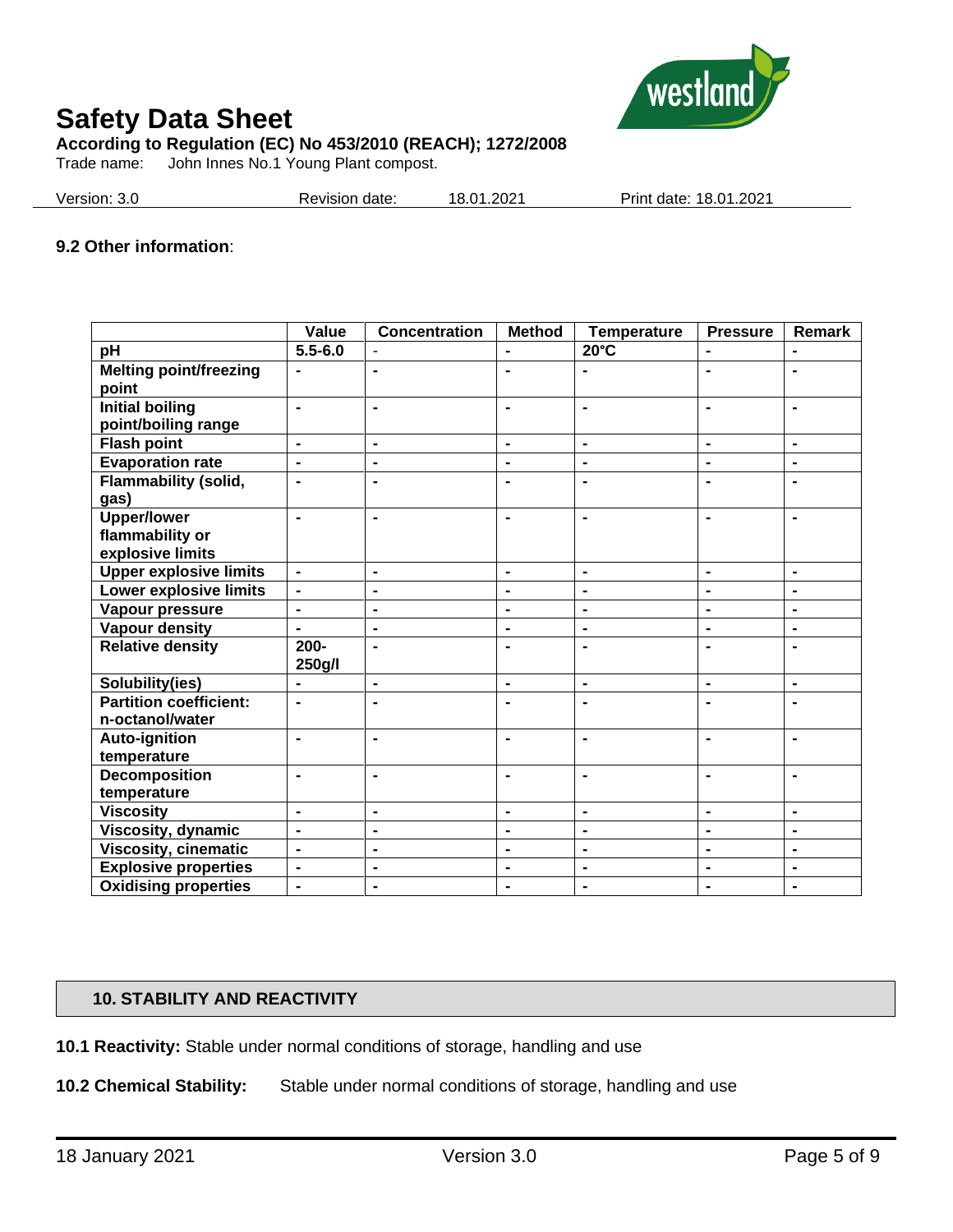### 9.2 Other information:

| | Value | Concentration | Method | Temperature | Pressure | Remark |
|---|---|---|---|---|---|---|
| pH | 5.5-6.0 | - | - | 20°C | - | - |
| Melting point/freezing point | - | - | - | - | - | - |
| Initial boiling point/boiling range | - | - | - | - | - | - |
| Flash point | - | - | - | - | - | - |
| Evaporation rate | - | - | - | - | - | - |
| Flammability (solid, gas) | - | - | - | - | - | - |
| Upper/lower flammability or explosive limits | - | - | - | - | - | - |
| Upper explosive limits | - | - | - | - | - | - |
| Lower explosive limits | - | - | - | - | - | - |
| Vapour pressure | - | - | - | - | - | - |
| Vapour density | - | - | - | - | - | - |
| Relative density | 200-250g/l | - | - | - | - | - |
| Solubility(ies) | - | - | - | - | - | - |
| Partition coefficient: n-octanol/water | - | - | - | - | - | - |
| Auto-ignition temperature | - | - | - | - | - | - |
| Decomposition temperature | - | - | - | - | - | - |
| Viscosity | - | - | - | - | - | - |
| Viscosity, dynamic | - | - | - | - | - | - |
| Viscosity, cinematic | - | - | - | - | - | - |
| Explosive properties | - | - | - | - | - | - |
| Oxidising properties | - | - | - | - | - | - |

## 10. STABILITY AND REACTIVITY

**10.1 Reactivity:** Stable under normal conditions of storage, handling and use

**10.2 Chemical Stability:** Stable under normal conditions of storage, handling and use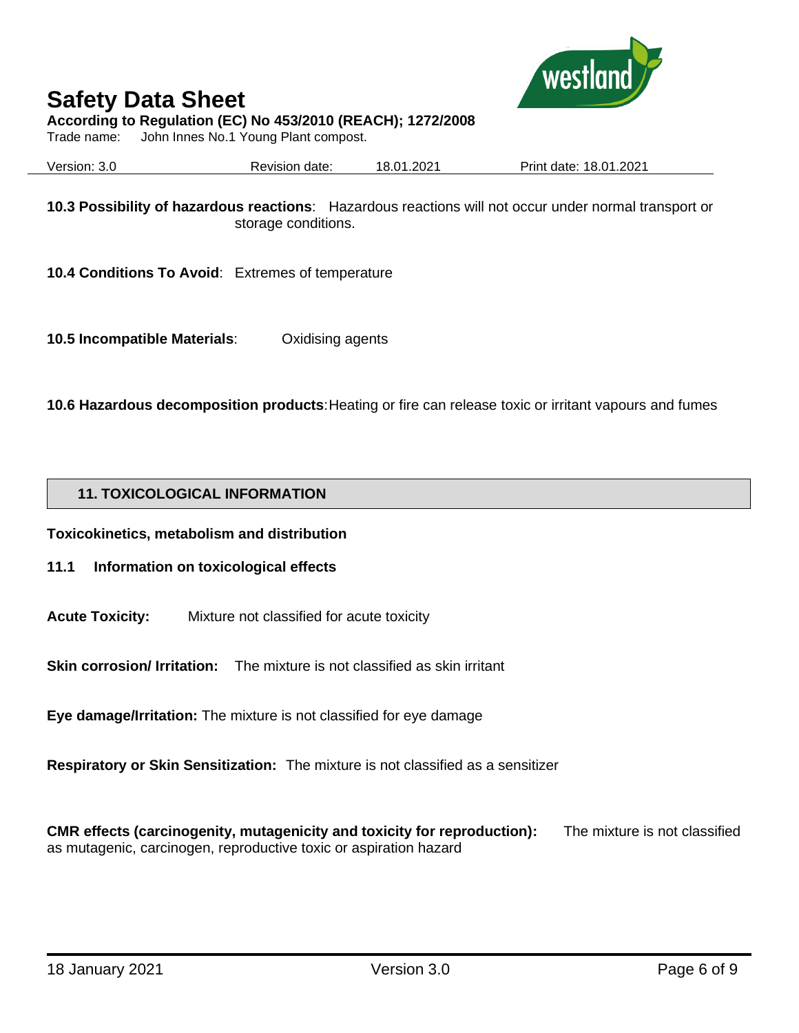**10.3 Possibility of hazardous reactions**: Hazardous reactions will not occur under normal transport or storage conditions.

**10.4 Conditions To Avoid**: Extremes of temperature

**10.5 Incompatible Materials**: Oxidising agents

**10.6 Hazardous decomposition products**: Heating or fire can release toxic or irritant vapours and fumes

## 11. TOXICOLOGICAL INFORMATION

**Toxicokinetics, metabolism and distribution**

**11.1 Information on toxicological effects**

**Acute Toxicity:** Mixture not classified for acute toxicity

**Skin corrosion/ Irritation:** The mixture is not classified as skin irritant

**Eye damage/Irritation:** The mixture is not classified for eye damage

**Respiratory or Skin Sensitization:** The mixture is not classified as a sensitizer

**CMR effects (carcinogenity, mutagenicity and toxicity for reproduction):** The mixture is not classified as mutagenic, carcinogen, reproductive toxic or aspiration hazard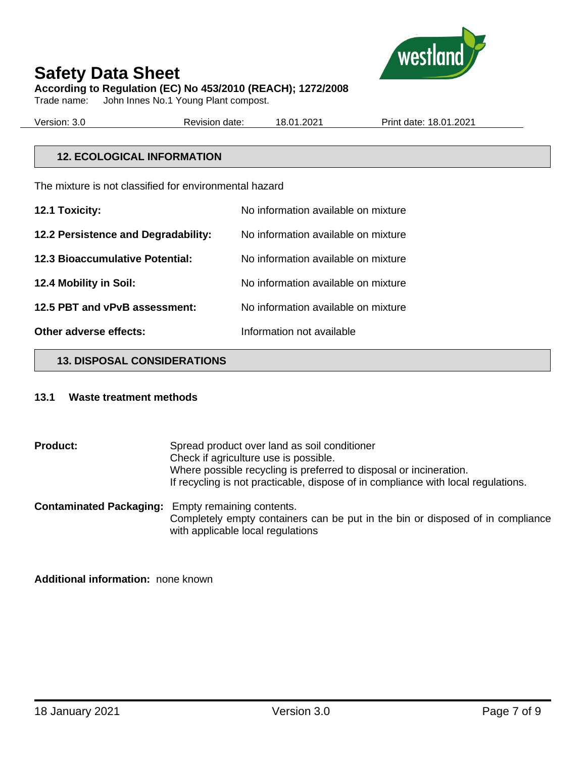## 12. ECOLOGICAL INFORMATION

The mixture is not classified for environmental hazard

| | |
|---|---|
| **12.1 Toxicity:** | No information available on mixture |
| **12.2 Persistence and Degradability:** | No information available on mixture |
| **12.3 Bioaccumulative Potential:** | No information available on mixture |
| **12.4 Mobility in Soil:** | No information available on mixture |
| **12.5 PBT and vPvB assessment:** | No information available on mixture |
| **Other adverse effects:** | Information not available |

## 13. DISPOSAL CONSIDERATIONS

### 13.1 Waste treatment methods

**Product:** Spread product over land as soil conditioner
Check if agriculture use is possible.
Where possible recycling is preferred to disposal or incineration.
If recycling is not practicable, dispose of in compliance with local regulations.

**Contaminated Packaging:** Empty remaining contents.
Completely empty containers can be put in the bin or disposed of in compliance with applicable local regulations

**Additional information:** none known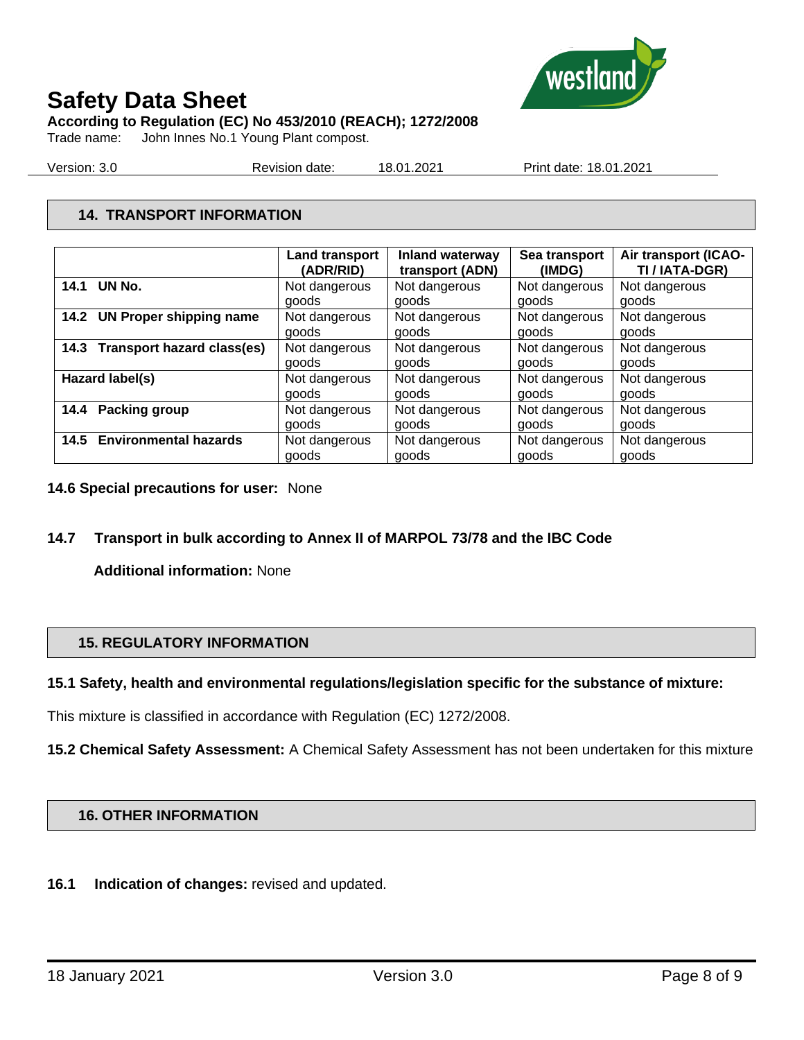## 14. TRANSPORT INFORMATION

| | Land transport (ADR/RID) | Inland waterway transport (ADN) | Sea transport (IMDG) | Air transport (ICAO-TI / IATA-DGR) |
|---|---|---|---|---|
| **14.1 UN No.** | Not dangerous goods | Not dangerous goods | Not dangerous goods | Not dangerous goods |
| **14.2 UN Proper shipping name** | Not dangerous goods | Not dangerous goods | Not dangerous goods | Not dangerous goods |
| **14.3 Transport hazard class(es)** | Not dangerous goods | Not dangerous goods | Not dangerous goods | Not dangerous goods |
| **Hazard label(s)** | Not dangerous goods | Not dangerous goods | Not dangerous goods | Not dangerous goods |
| **14.4 Packing group** | Not dangerous goods | Not dangerous goods | Not dangerous goods | Not dangerous goods |
| **14.5 Environmental hazards** | Not dangerous goods | Not dangerous goods | Not dangerous goods | Not dangerous goods |

**14.6 Special precautions for user:** None

**14.7 Transport in bulk according to Annex II of MARPOL 73/78 and the IBC Code**

**Additional information:** None

## 15. REGULATORY INFORMATION

**15.1 Safety, health and environmental regulations/legislation specific for the substance of mixture:**

This mixture is classified in accordance with Regulation (EC) 1272/2008.

**15.2 Chemical Safety Assessment:** A Chemical Safety Assessment has not been undertaken for this mixture

## 16. OTHER INFORMATION

**16.1 Indication of changes:** revised and updated.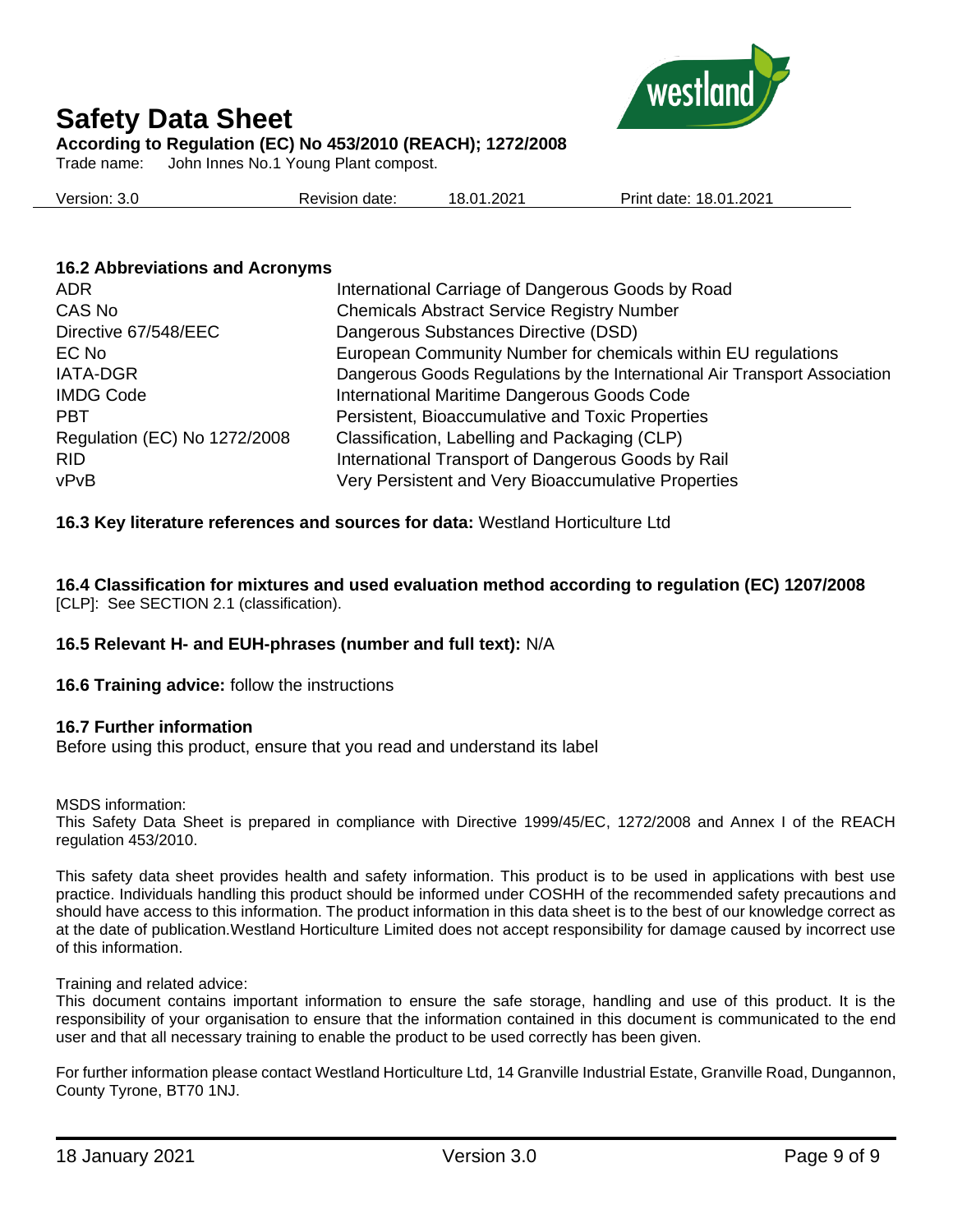### 16.2 Abbreviations and Acronyms

| | |
|---|---|
| ADR | International Carriage of Dangerous Goods by Road |
| CAS No | Chemicals Abstract Service Registry Number |
| Directive 67/548/EEC | Dangerous Substances Directive (DSD) |
| EC No | European Community Number for chemicals within EU regulations |
| IATA-DGR | Dangerous Goods Regulations by the International Air Transport Association |
| IMDG Code | International Maritime Dangerous Goods Code |
| PBT | Persistent, Bioaccumulative and Toxic Properties |
| Regulation (EC) No 1272/2008 | Classification, Labelling and Packaging (CLP) |
| RID | International Transport of Dangerous Goods by Rail |
| vPvB | Very Persistent and Very Bioaccumulative Properties |

**16.3 Key literature references and sources for data:** Westland Horticulture Ltd

**16.4 Classification for mixtures and used evaluation method according to regulation (EC) 1207/2008** [CLP]: See SECTION 2.1 (classification).

**16.5 Relevant H- and EUH-phrases (number and full text):** N/A

**16.6 Training advice:** follow the instructions

### 16.7 Further information

Before using this product, ensure that you read and understand its label

MSDS information:
This Safety Data Sheet is prepared in compliance with Directive 1999/45/EC, 1272/2008 and Annex I of the REACH regulation 453/2010.

This safety data sheet provides health and safety information. This product is to be used in applications with best use practice. Individuals handling this product should be informed under COSHH of the recommended safety precautions and should have access to this information. The product information in this data sheet is to the best of our knowledge correct as at the date of publication.Westland Horticulture Limited does not accept responsibility for damage caused by incorrect use of this information.

Training and related advice:
This document contains important information to ensure the safe storage, handling and use of this product. It is the responsibility of your organisation to ensure that the information contained in this document is communicated to the end user and that all necessary training to enable the product to be used correctly has been given.

For further information please contact Westland Horticulture Ltd, 14 Granville Industrial Estate, Granville Road, Dungannon, County Tyrone, BT70 1NJ.